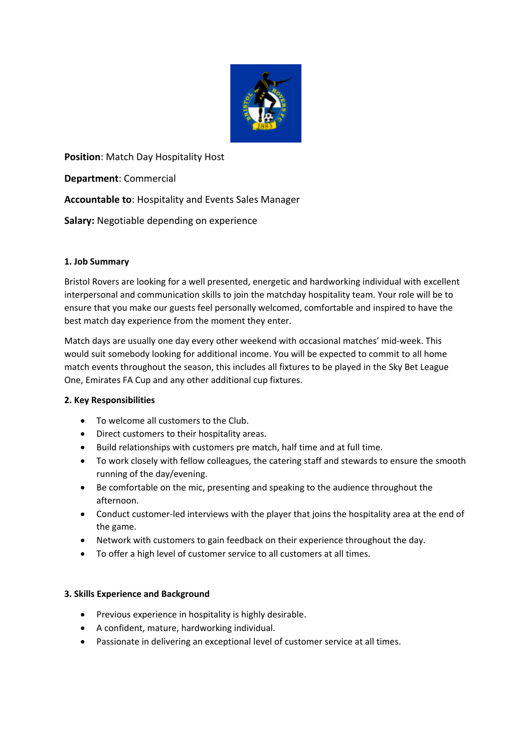**Position**: Match Day Hospitality Host

**Department**: Commercial

**Accountable to**: Hospitality and Events Sales Manager

**Salary:** Negotiable depending on experience

**1. Job Summary**

Bristol Rovers are looking for a well presented, energetic and hardworking individual with excellent interpersonal and communication skills to join the matchday hospitality team. Your role will be to ensure that you make our guests feel personally welcomed, comfortable and inspired to have the best match day experience from the moment they enter.

Match days are usually one day every other weekend with occasional matches' mid-week. This would suit somebody looking for additional income. You will be expected to commit to all home match events throughout the season, this includes all fixtures to be played in the Sky Bet League One, Emirates FA Cup and any other additional cup fixtures.

**2. Key Responsibilities**

- To welcome all customers to the Club.
- Direct customers to their hospitality areas.
- Build relationships with customers pre match, half time and at full time.
- To work closely with fellow colleagues, the catering staff and stewards to ensure the smooth running of the day/evening.
- Be comfortable on the mic, presenting and speaking to the audience throughout the afternoon.
- Conduct customer-led interviews with the player that joins the hospitality area at the end of the game.
- Network with customers to gain feedback on their experience throughout the day.
- To offer a high level of customer service to all customers at all times.

**3. Skills Experience and Background**

- Previous experience in hospitality is highly desirable.
- A confident, mature, hardworking individual.
- Passionate in delivering an exceptional level of customer service at all times.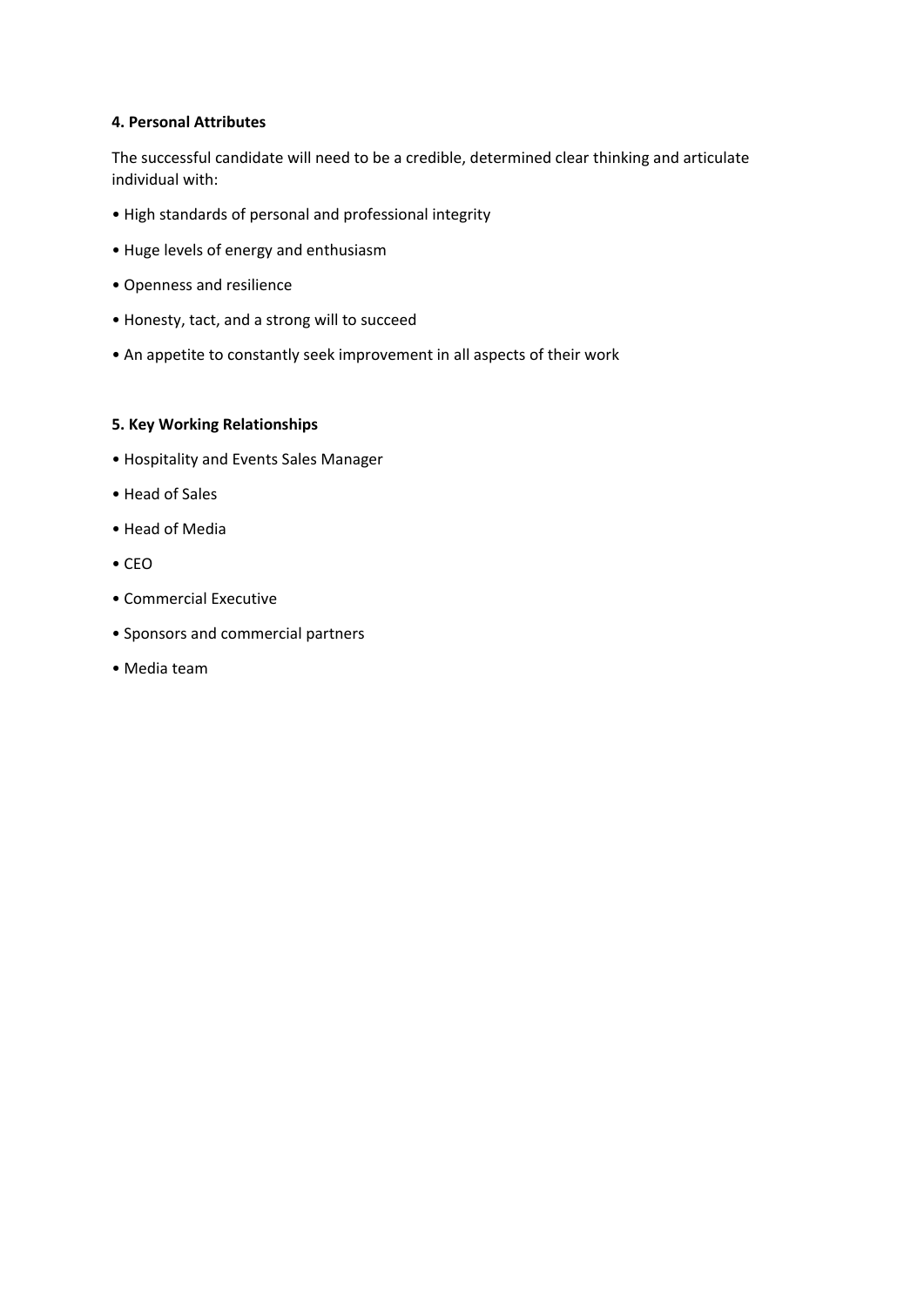**4. Personal Attributes**

The successful candidate will need to be a credible, determined clear thinking and articulate individual with:

- High standards of personal and professional integrity
- Huge levels of energy and enthusiasm
- Openness and resilience
- Honesty, tact, and a strong will to succeed
- An appetite to constantly seek improvement in all aspects of their work

**5. Key Working Relationships**

- Hospitality and Events Sales Manager
- Head of Sales
- Head of Media
- CEO
- Commercial Executive
- Sponsors and commercial partners
- Media team